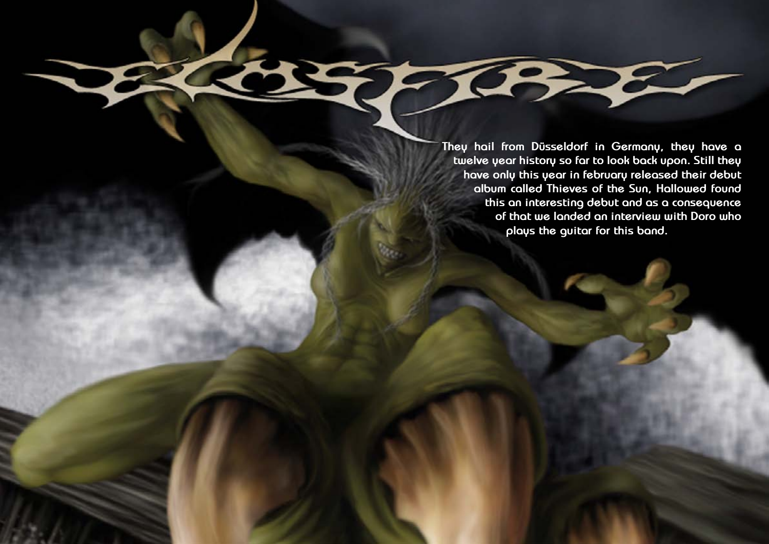They hail from Düsseldorf in Germany, they have a twelve year history so far to look back upon. Still they have only this year in february released their debut album called Thieves of the Sun, Hallowed found this an interesting debut and as a consequence of that we landed an interview with Doro who plays the guitar for this band.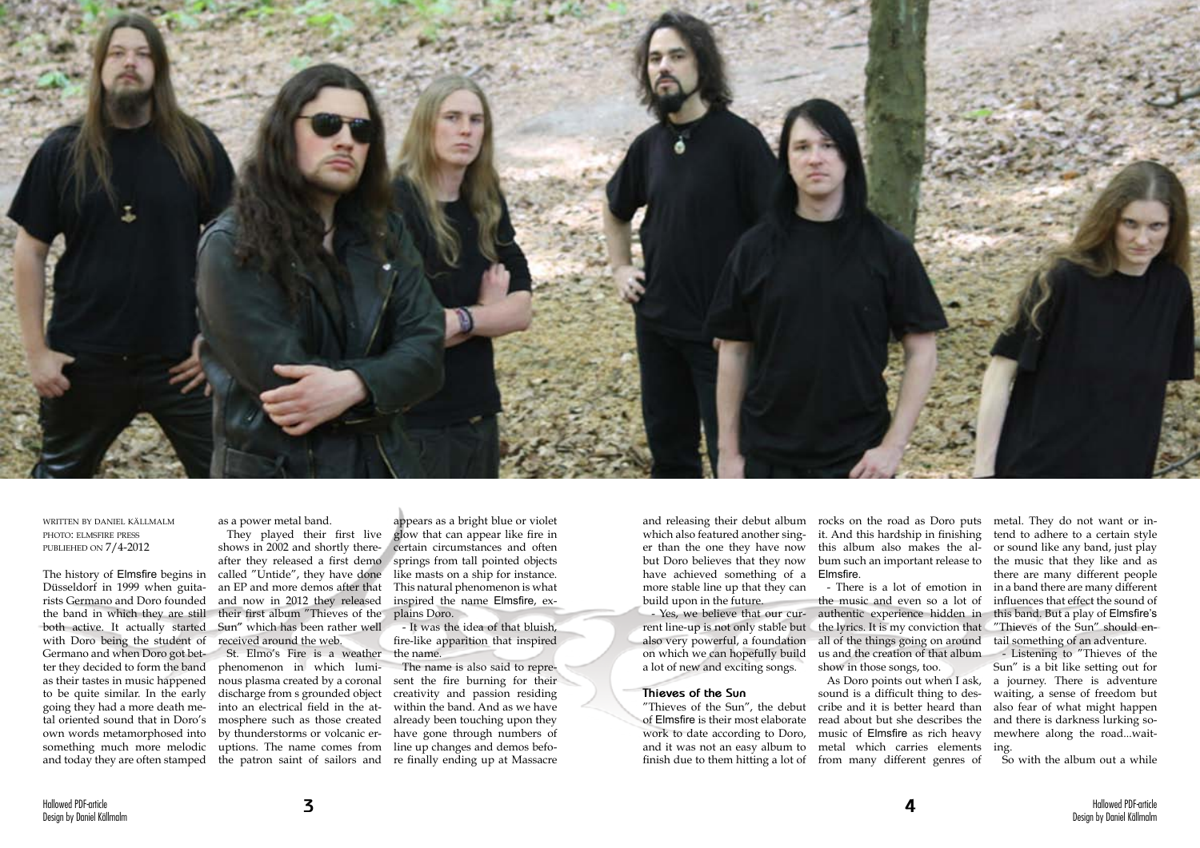WRITTEN BY DANIEL KÄLLMALM
PHOTO: ELMSFIRE PRESS
PUBLIEHED ON 7/4-2012

The history of Elmsfire begins in Düsseldorf in 1999 when guitarists Germano and Doro founded the band in which they are still both active. It actually started with Doro being the student of Germano and when Doro got better they decided to form the band as their tastes in music happened to be quite similar. In the early going they had a more death metal oriented sound that in Doro's own words metamorphosed into something much more melodic and today they are often stamped as a power metal band.

They played their first live shows in 2002 and shortly thereafter they released a first demo called "Untide", they have done an EP and more demos after that and now in 2012 they released their first album "Thieves of the Sun" which has been rather well received around the web.

St. Elmo's Fire is a weather phenomenon in which luminous plasma created by a coronal discharge from s grounded object into an electrical field in the atmosphere such as those created by thunderstorms or volcanic eruptions. The name comes from the patron saint of sailors and appears as a bright blue or violet glow that can appear like fire in certain circumstances and often springs from tall pointed objects like masts on a ship for instance. This natural phenomenon is what inspired the name Elmsfire, explains Doro.

- It was the idea of that bluish, fire-like apparition that inspired the name.

The name is also said to represent the fire burning for their creativity and passion residing within the band. And as we have already been touching upon they have gone through numbers of line up changes and demos before finally ending up at Massacre and releasing their debut album which also featured another singer than the one they have now but Doro believes that they now have achieved something of a more stable line up that they can build upon in the future.

- Yes, we believe that our current line-up is not only stable but also very powerful, a foundation on which we can hopefully build a lot of new and exciting songs.

### Thieves of the Sun

"Thieves of the Sun", the debut of Elmsfire is their most elaborate work to date according to Doro, and it was not an easy album to finish due to them hitting a lot of rocks on the road as Doro puts it. And this hardship in finishing this album also makes the album such an important release to Elmsfire.

- There is a lot of emotion in the music and even so a lot of authentic experience hidden in the lyrics. It is my conviction that all of the things going on around us and the creation of that album show in those songs, too.

As Doro points out when I ask, sound is a difficult thing to describe and it is better heard than read about but she describes the music of Elmsfire as rich heavy metal which carries elements from many different genres of metal. They do not want or intend to adhere to a certain style or sound like any band, just play the music that they like and as there are many different people in a band there are many different influences that effect the sound of this band. But a play of Elmsfire's "Thieves of the Sun" should entail something of an adventure.

- Listening to "Thieves of the Sun" is a bit like setting out for a journey. There is adventure waiting, a sense of freedom but also fear of what might happen and there is darkness lurking somewhere along the road...waiting.

So with the album out a while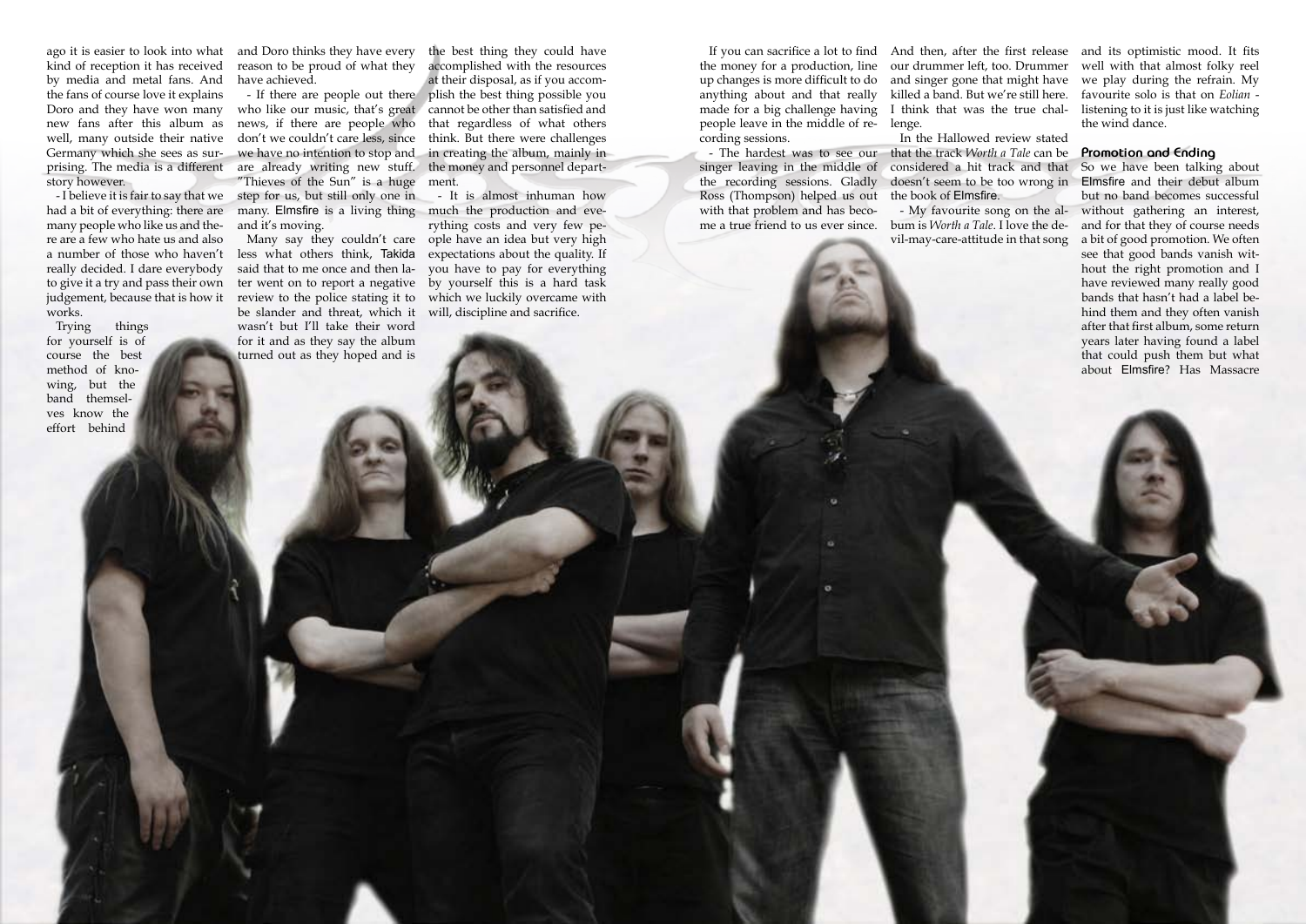ago it is easier to look into what kind of reception it has received by media and metal fans. And the fans of course love it explains Doro and they have won many new fans after this album as well, many outside their native Germany which she sees as surprising. The media is a different story however.

- I believe it is fair to say that we had a bit of everything: there are many people who like us and there are a few who hate us and also a number of those who haven't really decided. I dare everybody to give it a try and pass their own judgement, because that is how it works.

Trying things for yourself is of course the best method of knowing, but the band themselves know the effort behind and Doro thinks they have every reason to be proud of what they have achieved.

- If there are people out there who like our music, that's great news, if there are people who don't we couldn't care less, since we have no intention to stop and are already writing new stuff. "Thieves of the Sun" is a huge step for us, but still only one in many. Elmsfire is a living thing and it's moving.

Many say they couldn't care less what others think, Takida said that to me once and then later went on to report a negative review to the police stating it to be slander and threat, which it wasn't but I'll take their word for it and as they say the album turned out as they hoped and is the best thing they could have accomplished with the resources at their disposal, as if you accomplish the best thing possible you cannot be other than satisfied and that regardless of what others think. But there were challenges in creating the album, mainly in the money and personnel department.

- It is almost inhuman how much the production and everything costs and very few people have an idea but very high expectations about the quality. If you have to pay for everything by yourself this is a hard task which we luckily overcame with will, discipline and sacrifice.

If you can sacrifice a lot to find the money for a production, line up changes is more difficult to do anything about and that really made for a big challenge having people leave in the middle of recording sessions.

- The hardest was to see our singer leaving in the middle of the recording sessions. Gladly Ross (Thompson) helped us out with that problem and has become a true friend to us ever since. And then, after the first release our drummer left, too. Drummer and singer gone that might have killed a band. But we're still here. I think that was the true challenge.

In the Hallowed review stated that the track *Worth a Tale* can be considered a hit track and that doesn't seem to be too wrong in the book of Elmsfire.

- My favourite song on the album is *Worth a Tale*. I love the devil-may-care-attitude in that song and its optimistic mood. It fits well with that almost folky reel we play during the refrain. My favourite solo is that on *Eolian* - listening to it is just like watching the wind dance.

### Promotion and Ending

So we have been talking about Elmsfire and their debut album but no band becomes successful without gathering an interest, and for that they of course needs a bit of good promotion. We often see that good bands vanish without the right promotion and I have reviewed many really good bands that hasn't had a label behind them and they often vanish after that first album, some return years later having found a label that could push them but what about Elmsfire? Has Massacre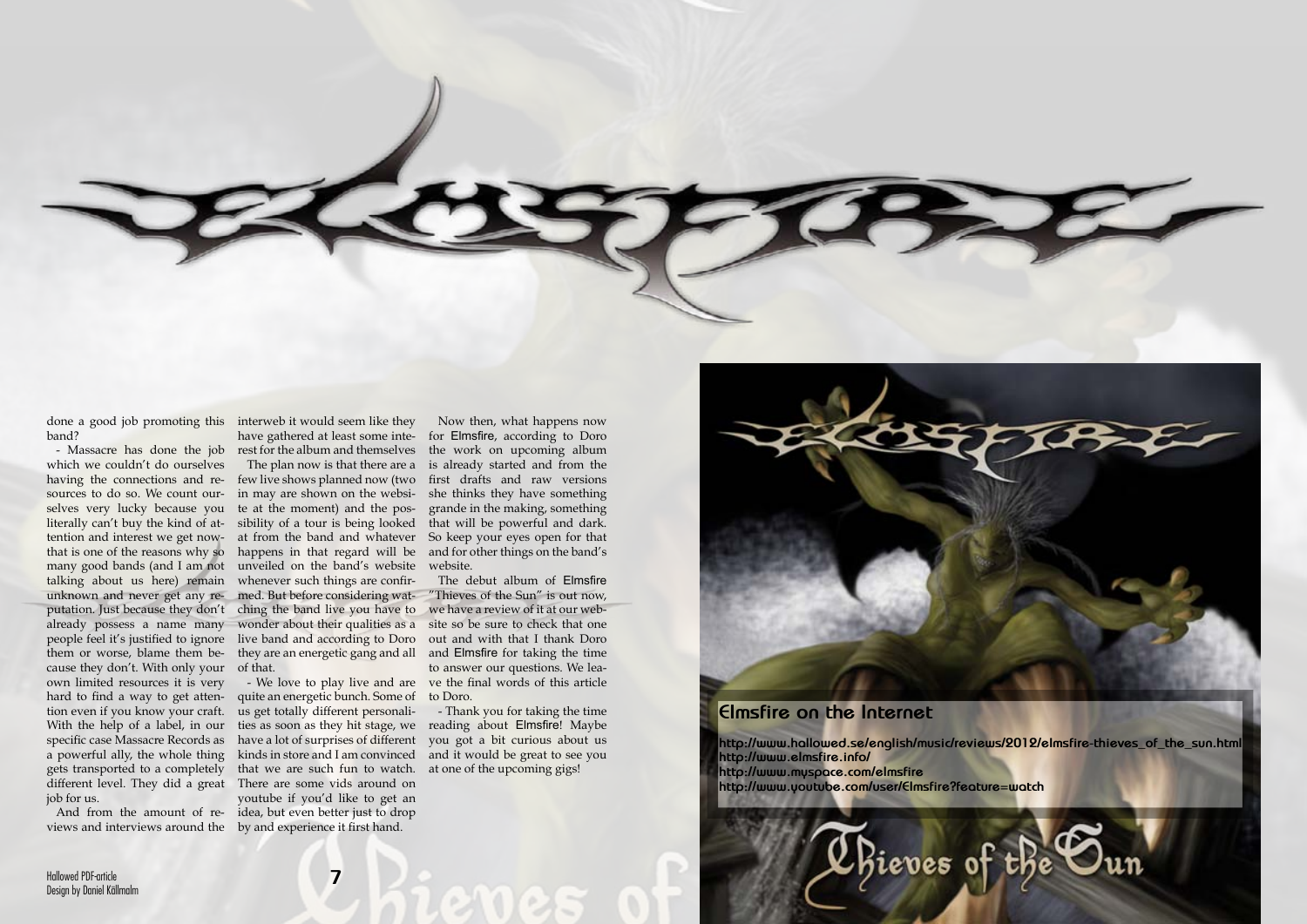done a good job promoting this band?

- Massacre has done the job which we couldn't do ourselves having the connections and resources to do so. We count ourselves very lucky because you literally can't buy the kind of attention and interest we get now- that is one of the reasons why so many good bands (and I am not talking about us here) remain unknown and never get any reputation. Just because they don't already possess a name many people feel it's justified to ignore them or worse, blame them because they don't. With only your own limited resources it is very hard to find a way to get attention even if you know your craft. With the help of a label, in our specific case Massacre Records as a powerful ally, the whole thing gets transported to a completely different level. They did a great job for us.

And from the amount of reviews and interviews around the interweb it would seem like they have gathered at least some interest for the album and themselves

The plan now is that there are a few live shows planned now (two in may are shown on the website at the moment) and the possibility of a tour is being looked at from the band and whatever happens in that regard will be unveiled on the band's website whenever such things are confirmed. But before considering watching the band live you have to wonder about their qualities as a live band and according to Doro they are an energetic gang and all of that.

- We love to play live and are quite an energetic bunch. Some of us get totally different personalities as soon as they hit stage, we have a lot of surprises of different kinds in store and I am convinced that we are such fun to watch. There are some vids around on youtube if you'd like to get an idea, but even better just to drop by and experience it first hand.

Now then, what happens now for Elmsfire, according to Doro the work on upcoming album is already started and from the first drafts and raw versions she thinks they have something grande in the making, something that will be powerful and dark. So keep your eyes open for that and for other things on the band's website.

The debut album of Elmsfire "Thieves of the Sun" is out now, we have a review of it at our website so be sure to check that one out and with that I thank Doro and Elmsfire for taking the time to answer our questions. We leave the final words of this article to Doro.

- Thank you for taking the time reading about Elmsfire! Maybe you got a bit curious about us and it would be great to see you at one of the upcoming gigs!

## Elmsfire on the Internet

http://www.hallowed.se/english/music/reviews/2012/elmsfire-thieves_of_the_sun.html
http://www.elmsfire.info/
http://www.myspace.com/elmsfire
http://www.youtube.com/user/Elmsfire?feature=watch

Hallowed PDF-article
Design by Daniel Källmalm